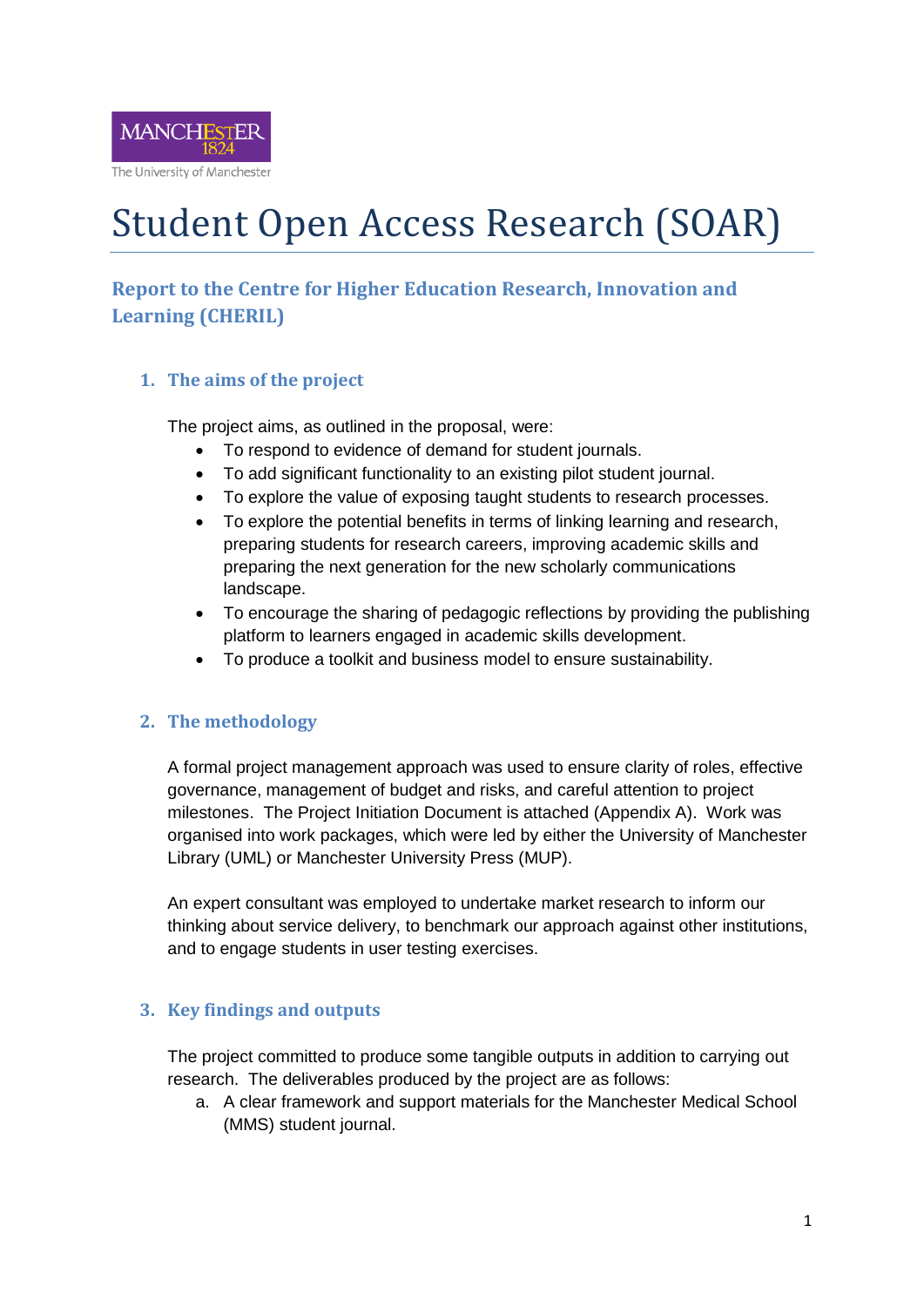# Student Open Access Research (SOAR)

## Report to the Centre for Higher Education Research, Innovation and Learning (CHERIL)

### 1. The aims of the project

The project aims, as outlined in the proposal, were:

- To respond to evidence of demand for student journals.
- To add significant functionality to an existing pilot student journal.
- To explore the value of exposing taught students to research processes.
- To explore the potential benefits in terms of linking learning and research, preparing students for research careers, improving academic skills and preparing the next generation for the new scholarly communications landscape.
- To encourage the sharing of pedagogic reflections by providing the publishing platform to learners engaged in academic skills development.
- To produce a toolkit and business model to ensure sustainability.

### 2. The methodology

A formal project management approach was used to ensure clarity of roles, effective governance, management of budget and risks, and careful attention to project milestones. The Project Initiation Document is attached (Appendix A). Work was organised into work packages, which were led by either the University of Manchester Library (UML) or Manchester University Press (MUP).

An expert consultant was employed to undertake market research to inform our thinking about service delivery, to benchmark our approach against other institutions, and to engage students in user testing exercises.

### 3. Key findings and outputs

The project committed to produce some tangible outputs in addition to carrying out research. The deliverables produced by the project are as follows:

a. A clear framework and support materials for the Manchester Medical School (MMS) student journal.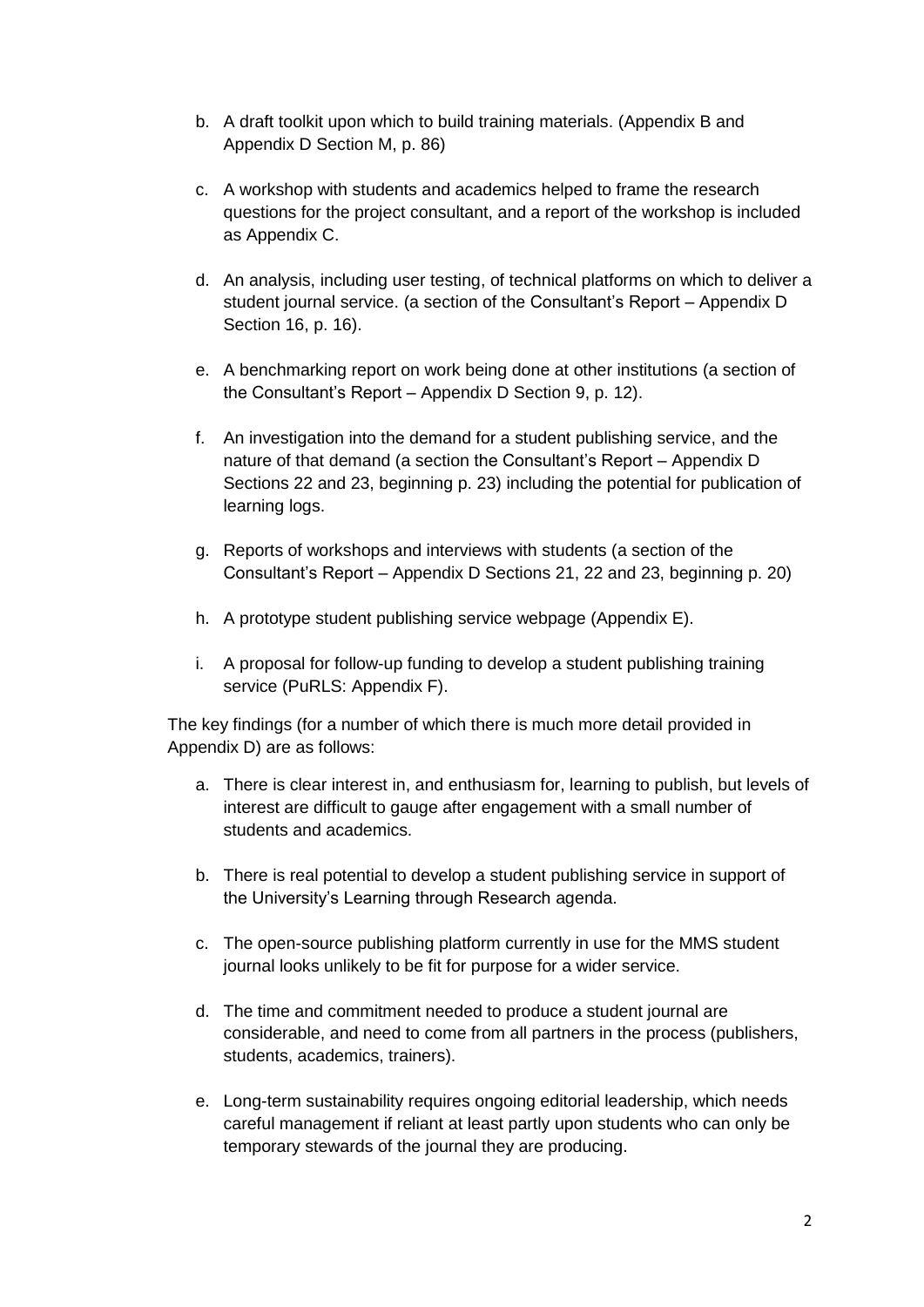b. A draft toolkit upon which to build training materials. (Appendix B and Appendix D Section M, p. 86)

c. A workshop with students and academics helped to frame the research questions for the project consultant, and a report of the workshop is included as Appendix C.

d. An analysis, including user testing, of technical platforms on which to deliver a student journal service. (a section of the Consultant's Report – Appendix D Section 16, p. 16).

e. A benchmarking report on work being done at other institutions (a section of the Consultant's Report – Appendix D Section 9, p. 12).

f. An investigation into the demand for a student publishing service, and the nature of that demand (a section the Consultant's Report – Appendix D Sections 22 and 23, beginning p. 23) including the potential for publication of learning logs.

g. Reports of workshops and interviews with students (a section of the Consultant's Report – Appendix D Sections 21, 22 and 23, beginning p. 20)

h. A prototype student publishing service webpage (Appendix E).

i. A proposal for follow-up funding to develop a student publishing training service (PuRLS: Appendix F).

The key findings (for a number of which there is much more detail provided in Appendix D) are as follows:

a. There is clear interest in, and enthusiasm for, learning to publish, but levels of interest are difficult to gauge after engagement with a small number of students and academics.

b. There is real potential to develop a student publishing service in support of the University's Learning through Research agenda.

c. The open-source publishing platform currently in use for the MMS student journal looks unlikely to be fit for purpose for a wider service.

d. The time and commitment needed to produce a student journal are considerable, and need to come from all partners in the process (publishers, students, academics, trainers).

e. Long-term sustainability requires ongoing editorial leadership, which needs careful management if reliant at least partly upon students who can only be temporary stewards of the journal they are producing.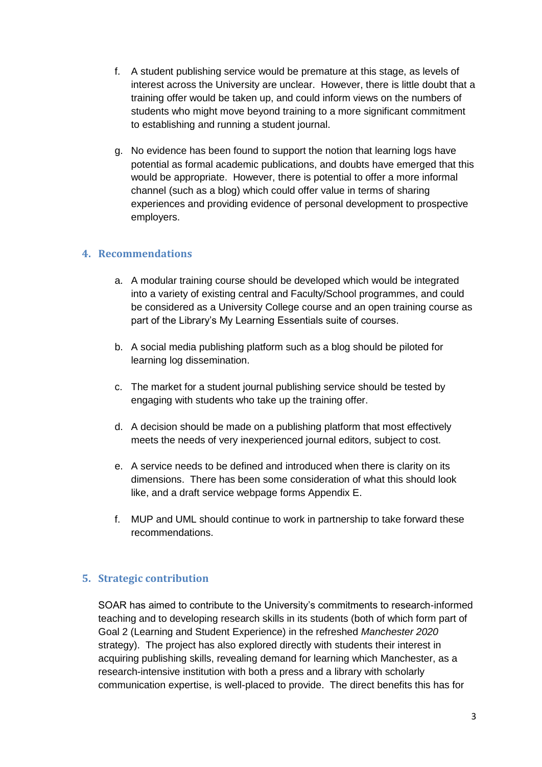f. A student publishing service would be premature at this stage, as levels of interest across the University are unclear. However, there is little doubt that a training offer would be taken up, and could inform views on the numbers of students who might move beyond training to a more significant commitment to establishing and running a student journal.

g. No evidence has been found to support the notion that learning logs have potential as formal academic publications, and doubts have emerged that this would be appropriate. However, there is potential to offer a more informal channel (such as a blog) which could offer value in terms of sharing experiences and providing evidence of personal development to prospective employers.

## 4. Recommendations

a. A modular training course should be developed which would be integrated into a variety of existing central and Faculty/School programmes, and could be considered as a University College course and an open training course as part of the Library's My Learning Essentials suite of courses.

b. A social media publishing platform such as a blog should be piloted for learning log dissemination.

c. The market for a student journal publishing service should be tested by engaging with students who take up the training offer.

d. A decision should be made on a publishing platform that most effectively meets the needs of very inexperienced journal editors, subject to cost.

e. A service needs to be defined and introduced when there is clarity on its dimensions. There has been some consideration of what this should look like, and a draft service webpage forms Appendix E.

f. MUP and UML should continue to work in partnership to take forward these recommendations.

## 5. Strategic contribution

SOAR has aimed to contribute to the University's commitments to research-informed teaching and to developing research skills in its students (both of which form part of Goal 2 (Learning and Student Experience) in the refreshed *Manchester 2020* strategy). The project has also explored directly with students their interest in acquiring publishing skills, revealing demand for learning which Manchester, as a research-intensive institution with both a press and a library with scholarly communication expertise, is well-placed to provide. The direct benefits this has for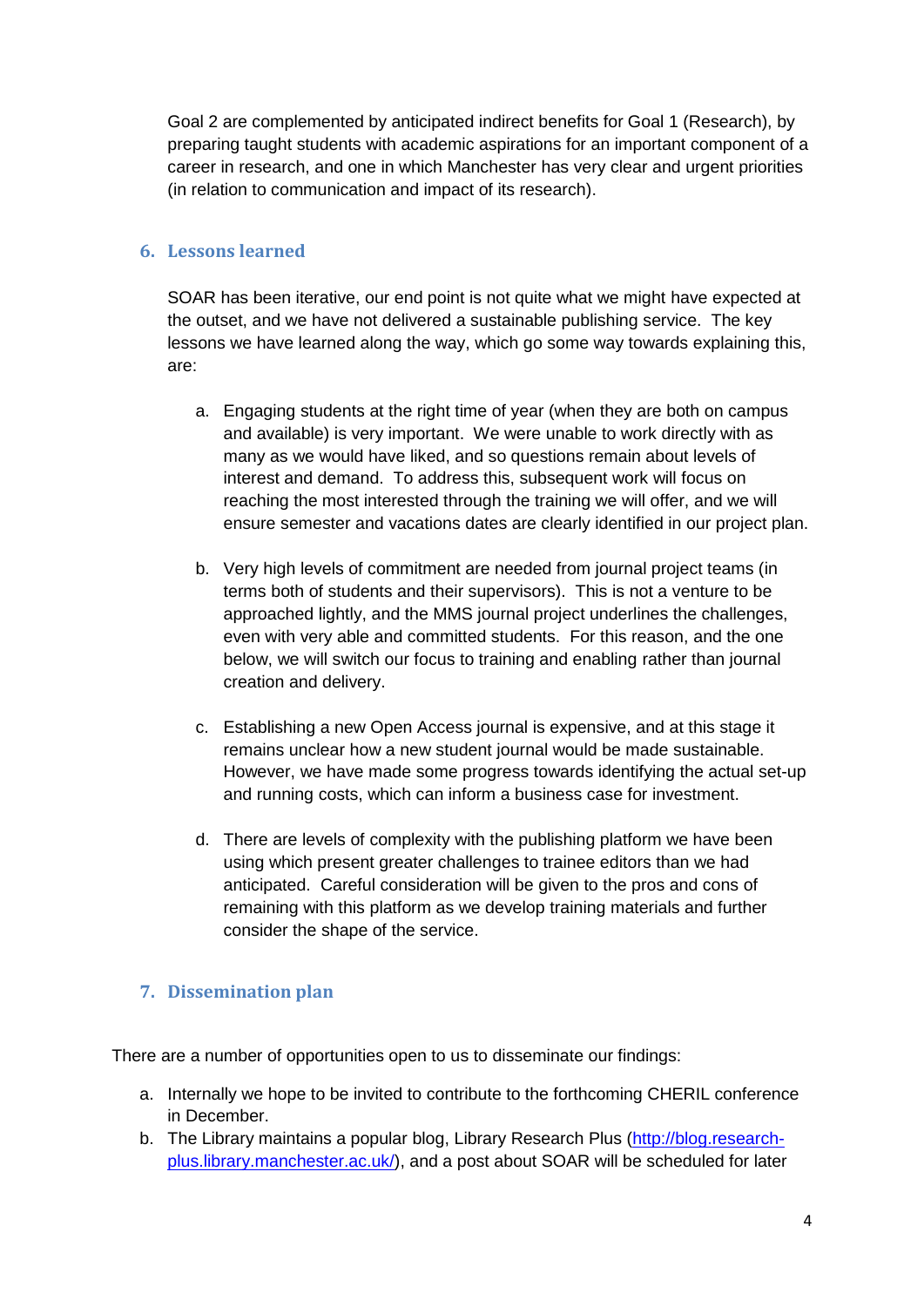Goal 2 are complemented by anticipated indirect benefits for Goal 1 (Research), by preparing taught students with academic aspirations for an important component of a career in research, and one in which Manchester has very clear and urgent priorities (in relation to communication and impact of its research).

## 6. Lessons learned

SOAR has been iterative, our end point is not quite what we might have expected at the outset, and we have not delivered a sustainable publishing service. The key lessons we have learned along the way, which go some way towards explaining this, are:

a. Engaging students at the right time of year (when they are both on campus and available) is very important. We were unable to work directly with as many as we would have liked, and so questions remain about levels of interest and demand. To address this, subsequent work will focus on reaching the most interested through the training we will offer, and we will ensure semester and vacations dates are clearly identified in our project plan.

b. Very high levels of commitment are needed from journal project teams (in terms both of students and their supervisors). This is not a venture to be approached lightly, and the MMS journal project underlines the challenges, even with very able and committed students. For this reason, and the one below, we will switch our focus to training and enabling rather than journal creation and delivery.

c. Establishing a new Open Access journal is expensive, and at this stage it remains unclear how a new student journal would be made sustainable. However, we have made some progress towards identifying the actual set-up and running costs, which can inform a business case for investment.

d. There are levels of complexity with the publishing platform we have been using which present greater challenges to trainee editors than we had anticipated. Careful consideration will be given to the pros and cons of remaining with this platform as we develop training materials and further consider the shape of the service.

## 7. Dissemination plan

There are a number of opportunities open to us to disseminate our findings:

a. Internally we hope to be invited to contribute to the forthcoming CHERIL conference in December.
b. The Library maintains a popular blog, Library Research Plus (http://blog.research-plus.library.manchester.ac.uk/), and a post about SOAR will be scheduled for later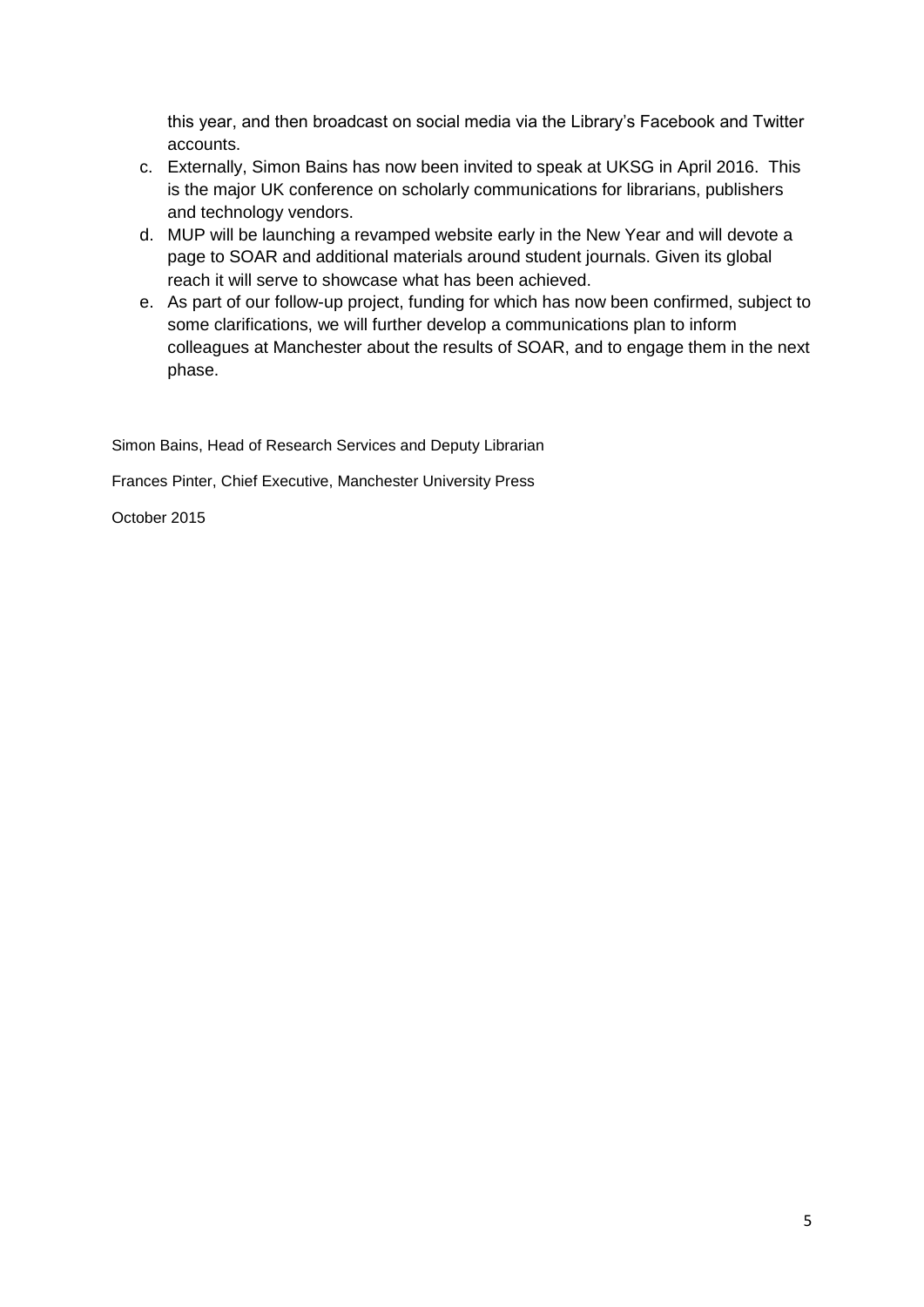this year, and then broadcast on social media via the Library's Facebook and Twitter accounts.

c. Externally, Simon Bains has now been invited to speak at UKSG in April 2016. This is the major UK conference on scholarly communications for librarians, publishers and technology vendors.
d. MUP will be launching a revamped website early in the New Year and will devote a page to SOAR and additional materials around student journals. Given its global reach it will serve to showcase what has been achieved.
e. As part of our follow-up project, funding for which has now been confirmed, subject to some clarifications, we will further develop a communications plan to inform colleagues at Manchester about the results of SOAR, and to engage them in the next phase.

Simon Bains, Head of Research Services and Deputy Librarian

Frances Pinter, Chief Executive, Manchester University Press

October 2015